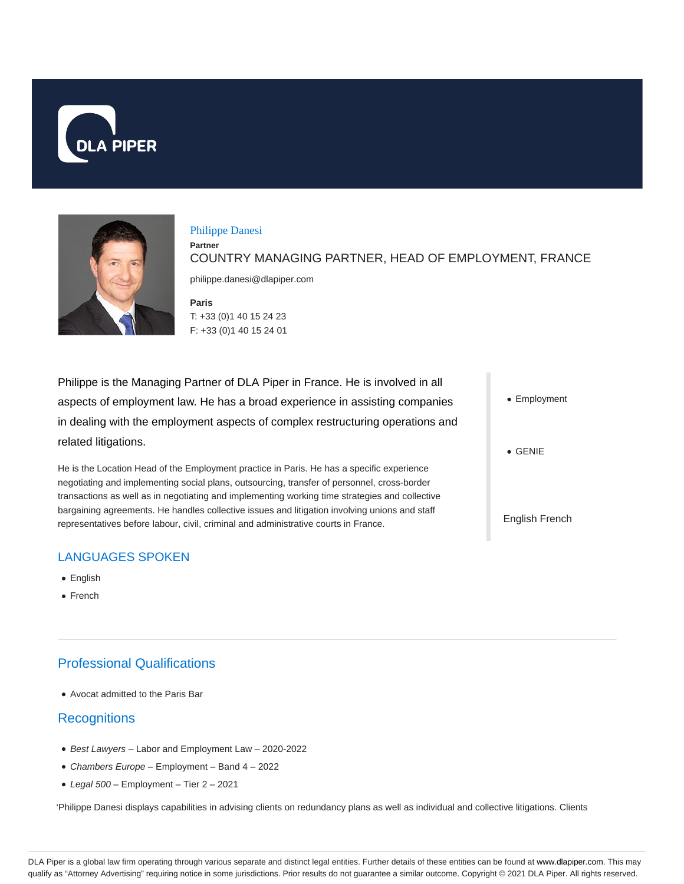# Philippe Danesi

**Partner**

COUNTRY MANAGING PARTNER, HEAD OF EMPLOYMENT, FRANCE

philippe.danesi@dlapiper.com

**Paris**

T: +33 (0)1 40 15 24 23

F: +33 (0)1 40 15 24 01

Philippe is the Managing Partner of DLA Piper in France. He is involved in all aspects of employment law. He has a broad experience in assisting companies in dealing with the employment aspects of complex restructuring operations and related litigations.

He is the Location Head of the Employment practice in Paris. He has a specific experience negotiating and implementing social plans, outsourcing, transfer of personnel, cross-border transactions as well as in negotiating and implementing working time strategies and collective bargaining agreements. He handles collective issues and litigation involving unions and staff representatives before labour, civil, criminal and administrative courts in France.

- Employment
- GENIE

English French

## LANGUAGES SPOKEN

- English
- French

## Professional Qualifications

- Avocat admitted to the Paris Bar

## Recognitions

- *Best Lawyers* – Labor and Employment Law – 2020-2022
- *Chambers Europe* – Employment – Band 4 – 2022
- *Legal 500* – Employment – Tier 2 – 2021

'Philippe Danesi displays capabilities in advising clients on redundancy plans as well as individual and collective litigations. Clients

DLA Piper is a global law firm operating through various separate and distinct legal entities. Further details of these entities can be found at www.dlapiper.com. This may qualify as "Attorney Advertising" requiring notice in some jurisdictions. Prior results do not guarantee a similar outcome. Copyright © 2021 DLA Piper. All rights reserved.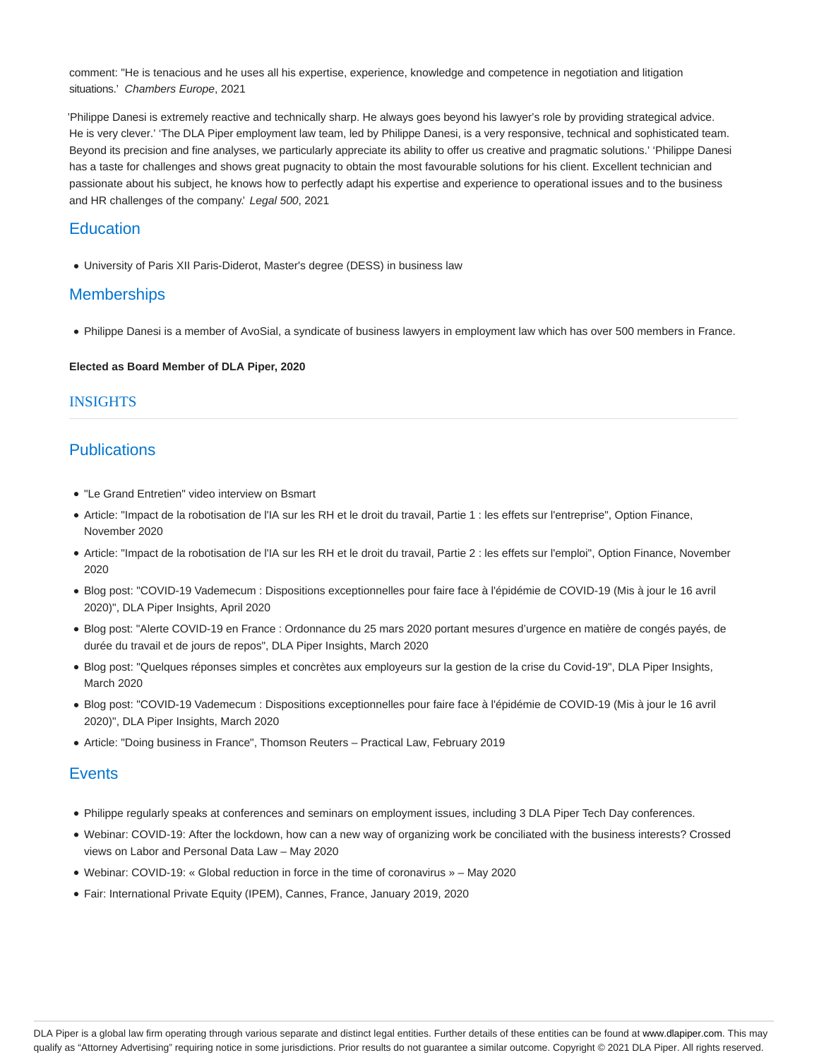comment: "He is tenacious and he uses all his expertise, experience, knowledge and competence in negotiation and litigation situations.' *Chambers Europe*, 2021

'Philippe Danesi is extremely reactive and technically sharp. He always goes beyond his lawyer's role by providing strategical advice. He is very clever.' 'The DLA Piper employment law team, led by Philippe Danesi, is a very responsive, technical and sophisticated team. Beyond its precision and fine analyses, we particularly appreciate its ability to offer us creative and pragmatic solutions.' 'Philippe Danesi has a taste for challenges and shows great pugnacity to obtain the most favourable solutions for his client. Excellent technician and passionate about his subject, he knows how to perfectly adapt his expertise and experience to operational issues and to the business and HR challenges of the company.' *Legal 500*, 2021

## Education

- University of Paris XII Paris-Diderot, Master's degree (DESS) in business law

## Memberships

- Philippe Danesi is a member of AvoSial, a syndicate of business lawyers in employment law which has over 500 members in France.

**Elected as Board Member of DLA Piper, 2020**

## INSIGHTS

## Publications

- "Le Grand Entretien" video interview on Bsmart
- Article: "Impact de la robotisation de l'IA sur les RH et le droit du travail, Partie 1 : les effets sur l'entreprise", Option Finance, November 2020
- Article: "Impact de la robotisation de l'IA sur les RH et le droit du travail, Partie 2 : les effets sur l'emploi", Option Finance, November 2020
- Blog post: "COVID-19 Vademecum : Dispositions exceptionnelles pour faire face à l'épidémie de COVID-19 (Mis à jour le 16 avril 2020)", DLA Piper Insights, April 2020
- Blog post: "Alerte COVID-19 en France : Ordonnance du 25 mars 2020 portant mesures d'urgence en matière de congés payés, de durée du travail et de jours de repos", DLA Piper Insights, March 2020
- Blog post: "Quelques réponses simples et concrètes aux employeurs sur la gestion de la crise du Covid-19", DLA Piper Insights, March 2020
- Blog post: "COVID-19 Vademecum : Dispositions exceptionnelles pour faire face à l'épidémie de COVID-19 (Mis à jour le 16 avril 2020)", DLA Piper Insights, March 2020
- Article: "Doing business in France", Thomson Reuters – Practical Law, February 2019

## Events

- Philippe regularly speaks at conferences and seminars on employment issues, including 3 DLA Piper Tech Day conferences.
- Webinar: COVID-19: After the lockdown, how can a new way of organizing work be conciliated with the business interests? Crossed views on Labor and Personal Data Law – May 2020
- Webinar: COVID-19: « Global reduction in force in the time of coronavirus » – May 2020
- Fair: International Private Equity (IPEM), Cannes, France, January 2019, 2020